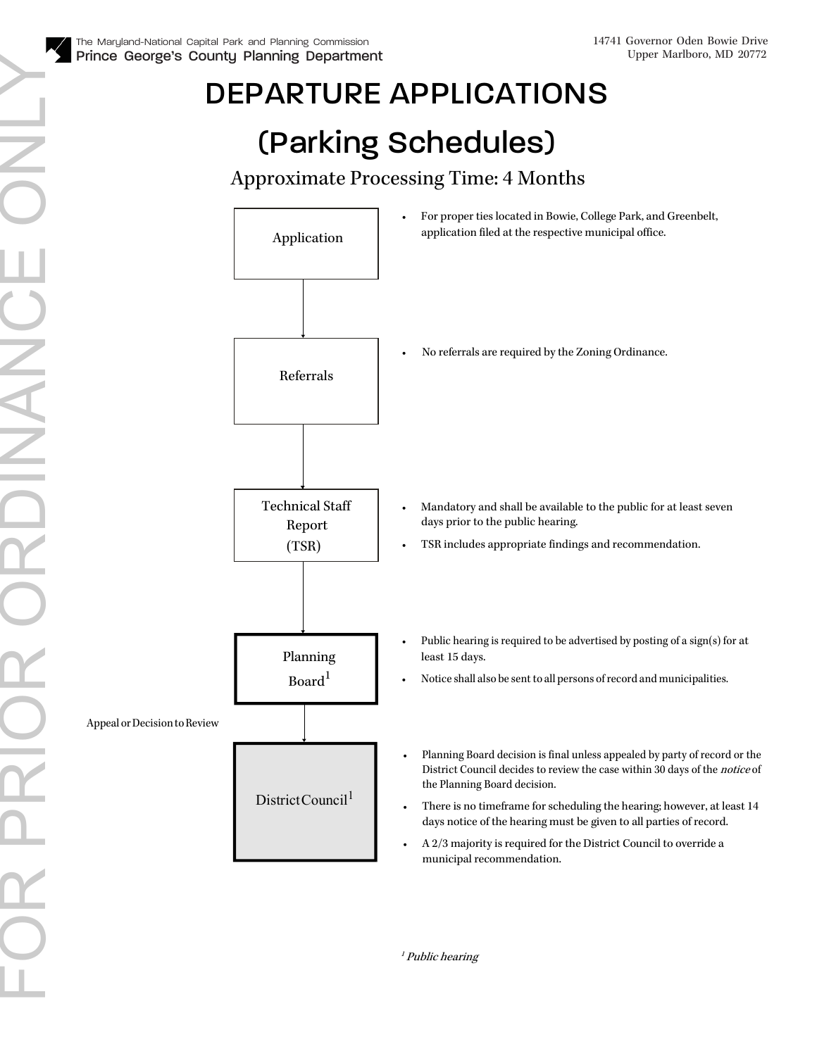The Maryland-National Capital Park and Planning Commission
**Prince George's County Planning Department**

14741 Governor Oden Bowie Drive
Upper Marlboro, MD 20772

FOR PRIOR ORDINANCE ONLY

# DEPARTURE APPLICATIONS

# (Parking Schedules)

Approximate Processing Time: 4 Months

**Application**

- For proper ties located in Bowie, College Park, and Greenbelt, application filed at the respective municipal office.

**Referrals**

- No referrals are required by the Zoning Ordinance.

**Technical Staff Report (TSR)**

- Mandatory and shall be available to the public for at least seven days prior to the public hearing.
- TSR includes appropriate findings and recommendation.

**Planning Board[1]**

- Public hearing is required to be advertised by posting of a sign(s) for at least 15 days.
- Notice shall also be sent to all persons of record and municipalities.

Appeal or Decision to Review

**District Council[1]**

- Planning Board decision is final unless appealed by party of record or the District Council decides to review the case within 30 days of the *notice* of the Planning Board decision.
- There is no timeframe for scheduling the hearing; however, at least 14 days notice of the hearing must be given to all parties of record.
- A 2/3 majority is required for the District Council to override a municipal recommendation.

[1] *Public hearing*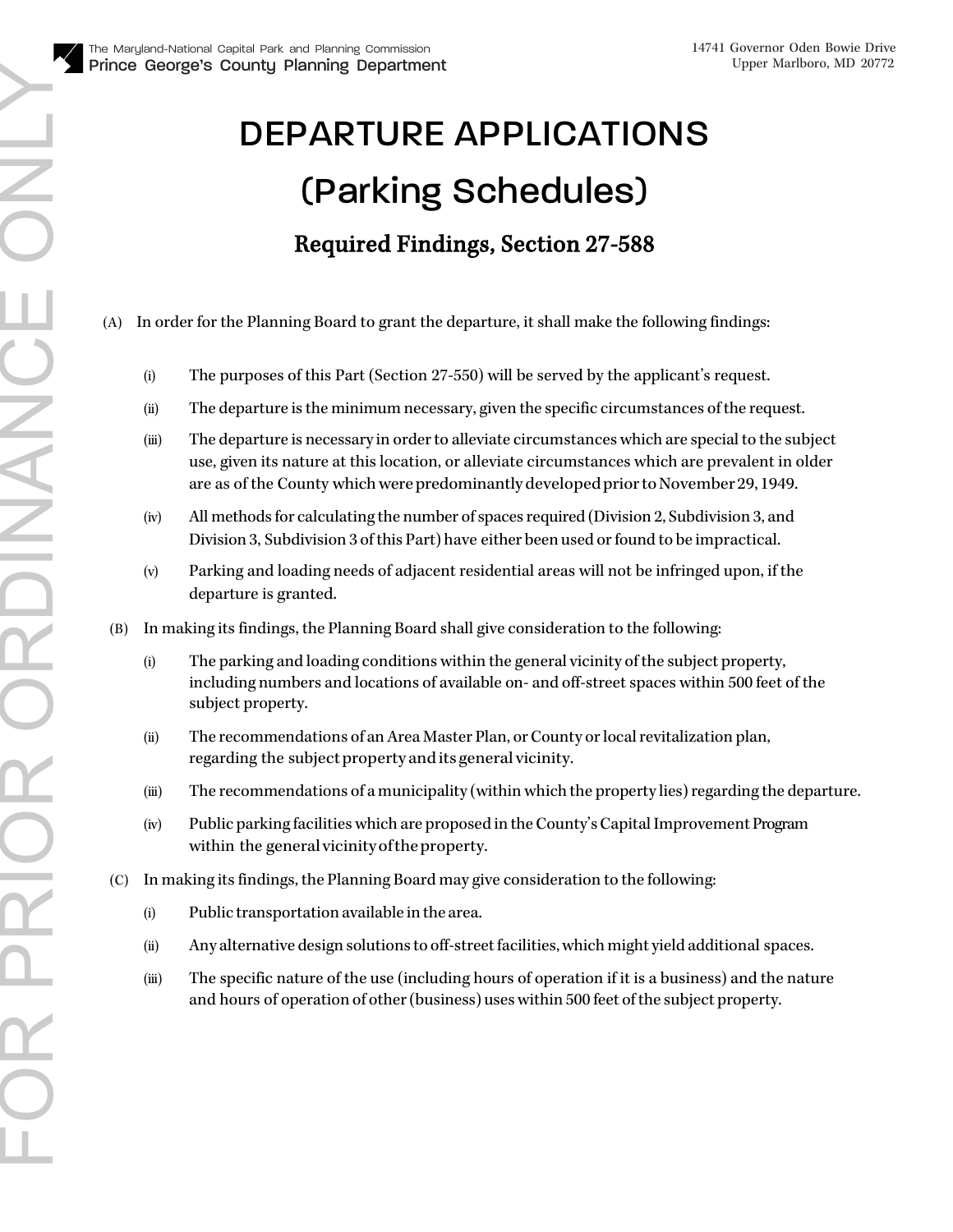# DEPARTURE APPLICATIONS

# (Parking Schedules)

## Required Findings, Section 27-588

(A) In order for the Planning Board to grant the departure, it shall make the following findings:

- (i) The purposes of this Part (Section 27-550) will be served by the applicant's request.
- (ii) The departure is the minimum necessary, given the specific circumstances of the request.
- (iii) The departure is necessary in order to alleviate circumstances which are special to the subject use, given its nature at this location, or alleviate circumstances which are prevalent in older are as of the County which were predominantly developed prior to November 29, 1949.
- (iv) All methods for calculating the number of spaces required (Division 2, Subdivision 3, and Division 3, Subdivision 3 of this Part) have either been used or found to be impractical.
- (v) Parking and loading needs of adjacent residential areas will not be infringed upon, if the departure is granted.

(B) In making its findings, the Planning Board shall give consideration to the following:

- (i) The parking and loading conditions within the general vicinity of the subject property, including numbers and locations of available on- and off-street spaces within 500 feet of the subject property.
- (ii) The recommendations of an Area Master Plan, or County or local revitalization plan, regarding the subject property and its general vicinity.
- (iii) The recommendations of a municipality (within which the property lies) regarding the departure.
- (iv) Public parking facilities which are proposed in the County's Capital Improvement Program within the general vicinity of the property.

(C) In making its findings, the Planning Board may give consideration to the following:

- (i) Public transportation available in the area.
- (ii) Any alternative design solutions to off-street facilities, which might yield additional spaces.
- (iii) The specific nature of the use (including hours of operation if it is a business) and the nature and hours of operation of other (business) uses within 500 feet of the subject property.